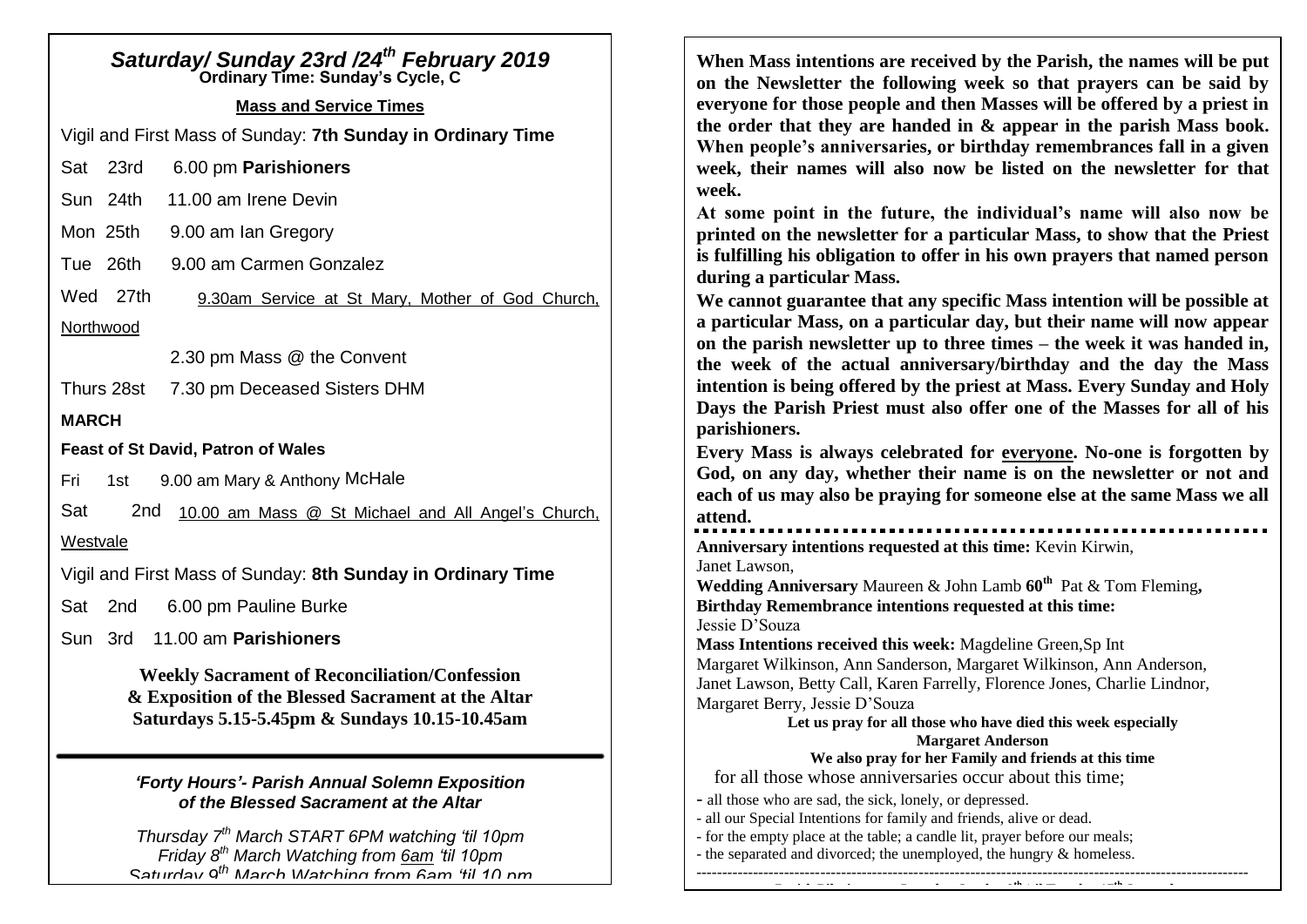## Saturday/ Sunday 23rd /24th February 2019

**Ordinary Time: Sunday's Cycle, C**

**Mass and Service Times**

Vigil and First Mass of Sunday: **7th Sunday in Ordinary Time**

Sat 23rd 6.00 pm **Parishioners**

Sun 24th 11.00 am Irene Devin

Mon 25th 9.00 am Ian Gregory

Tue 26th 9.00 am Carmen Gonzalez

Wed 27th 9.30am Service at St Mary, Mother of God Church, Northwood

2.30 pm Mass @ the Convent

Thurs 28st 7.30 pm Deceased Sisters DHM

**MARCH**

**Feast of St David, Patron of Wales**

Fri 1st 9.00 am Mary & Anthony McHale

Sat 2nd 10.00 am Mass @ St Michael and All Angel's Church, Westvale

Vigil and First Mass of Sunday: **8th Sunday in Ordinary Time**

Sat 2nd 6.00 pm Pauline Burke

Sun 3rd 11.00 am **Parishioners**

**Weekly Sacrament of Reconciliation/Confession & Exposition of the Blessed Sacrament at the Altar Saturdays 5.15-5.45pm & Sundays 10.15-10.45am**

***'Forty Hours'- Parish Annual Solemn Exposition of the Blessed Sacrament at the Altar***

*Thursday 7th March START 6PM watching 'til 10pm*
*Friday 8th March Watching from 6am 'til 10pm*
*Saturday 9th March Watching from 6am 'til 10 pm*

**When Mass intentions are received by the Parish, the names will be put on the Newsletter the following week so that prayers can be said by everyone for those people and then Masses will be offered by a priest in the order that they are handed in & appear in the parish Mass book. When people's anniversaries, or birthday remembrances fall in a given week, their names will also now be listed on the newsletter for that week.**

**At some point in the future, the individual's name will also now be printed on the newsletter for a particular Mass, to show that the Priest is fulfilling his obligation to offer in his own prayers that named person during a particular Mass.**

**We cannot guarantee that any specific Mass intention will be possible at a particular Mass, on a particular day, but their name will now appear on the parish newsletter up to three times – the week it was handed in, the week of the actual anniversary/birthday and the day the Mass intention is being offered by the priest at Mass. Every Sunday and Holy Days the Parish Priest must also offer one of the Masses for all of his parishioners.**

**Every Mass is always celebrated for everyone. No-one is forgotten by God, on any day, whether their name is on the newsletter or not and each of us may also be praying for someone else at the same Mass we all attend.**

**Anniversary intentions requested at this time:** Kevin Kirwin, Janet Lawson,
**Wedding Anniversary** Maureen & John Lamb **60th** Pat & Tom Fleming**,**
**Birthday Remembrance intentions requested at this time:**
Jessie D'Souza
**Mass Intentions received this week:** Magdeline Green,Sp Int
Margaret Wilkinson, Ann Sanderson, Margaret Wilkinson, Ann Anderson, Janet Lawson, Betty Call, Karen Farrelly, Florence Jones, Charlie Lindnor, Margaret Berry, Jessie D'Souza

**Let us pray for all those who have died this week especially**
**Margaret Anderson**
**We also pray for her Family and friends at this time**

for all those whose anniversaries occur about this time;

- all those who are sad, the sick, lonely, or depressed.
- all our Special Intentions for family and friends, alive or dead.
- for the empty place at the table; a candle lit, prayer before our meals;
- the separated and divorced; the unemployed, the hungry & homeless.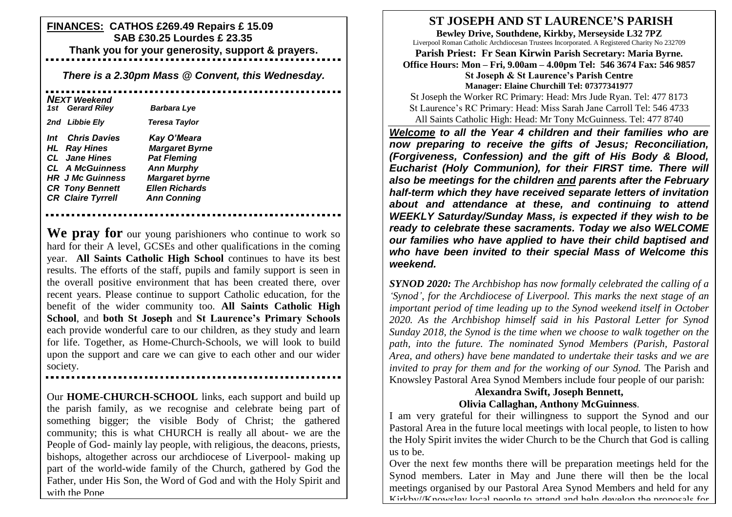**FINANCES:** **CATHOS £269.49 Repairs £ 15.09**
**SAB £30.25 Lourdes £ 23.35**
**Thank you for your generosity, support & prayers.**

***There is a 2.30pm Mass @ Convent, this Wednesday.***

***NEXT Weekend***

| | | |
|---|---|---|
| *1st* | *Gerard Riley* | *Barbara Lye* |
| *2nd* | *Libbie Ely* | *Teresa Taylor* |
| *Int* | *Chris Davies* | *Kay O'Meara* |
| *HL* | *Ray Hines* | *Margaret Byrne* |
| *CL* | *Jane Hines* | *Pat Fleming* |
| *CL* | *A McGuinness* | *Ann Murphy* |
| *HR* | *J Mc Guinness* | *Margaret byrne* |
| *CR* | *Tony Bennett* | *Ellen Richards* |
| *CR* | *Claire Tyrrell* | *Ann Conning* |

**We pray for** our young parishioners who continue to work so hard for their A level, GCSEs and other qualifications in the coming year. **All Saints Catholic High School** continues to have its best results. The efforts of the staff, pupils and family support is seen in the overall positive environment that has been created there, over recent years. Please continue to support Catholic education, for the benefit of the wider community too. **All Saints Catholic High School**, and **both St Joseph** and **St Laurence's Primary Schools** each provide wonderful care to our children, as they study and learn for life. Together, as Home-Church-Schools, we will look to build upon the support and care we can give to each other and our wider society.

Our **HOME-CHURCH-SCHOOL** links, each support and build up the parish family, as we recognise and celebrate being part of something bigger; the visible Body of Christ; the gathered community; this is what CHURCH is really all about- we are the People of God- mainly lay people, with religious, the deacons, priests, bishops, altogether across our archdiocese of Liverpool- making up part of the world-wide family of the Church, gathered by God the Father, under His Son, the Word of God and with the Holy Spirit and with the Pope

# ST JOSEPH AND ST LAURENCE'S PARISH

**Bewley Drive, Southdene, Kirkby, Merseyside L32 7PZ**
Liverpool Roman Catholic Archdiocesan Trustees Incorporated. A Registered Charity No 232709
**Parish Priest: Fr Sean Kirwin Parish Secretary: Maria Byrne.**
**Office Hours: Mon – Fri, 9.00am – 4.00pm Tel: 546 3674 Fax: 546 9857**
**St Joseph & St Laurence's Parish Centre**
**Manager: Elaine Churchill Tel: 07377341977**
St Joseph the Worker RC Primary: Head: Mrs Jude Ryan. Tel: 477 8173
St Laurence's RC Primary: Head: Miss Sarah Jane Carroll Tel: 546 4733
All Saints Catholic High: Head: Mr Tony McGuinness. Tel: 477 8740

***Welcome to all the Year 4 children and their families who are now preparing to receive the gifts of Jesus; Reconciliation, (Forgiveness, Confession) and the gift of His Body & Blood, Eucharist (Holy Communion), for their FIRST time. There will also be meetings for the children and parents after the February half-term which they have received separate letters of invitation about and attendance at these, and continuing to attend WEEKLY Saturday/Sunday Mass, is expected if they wish to be ready to celebrate these sacraments. Today we also WELCOME our families who have applied to have their child baptised and who have been invited to their special Mass of Welcome this weekend.***

***SYNOD 2020:*** *The Archbishop has now formally celebrated the calling of a 'Synod', for the Archdiocese of Liverpool. This marks the next stage of an important period of time leading up to the Synod weekend itself in October 2020. As the Archbishop himself said in his Pastoral Letter for Synod Sunday 2018, the Synod is the time when we choose to walk together on the path, into the future. The nominated Synod Members (Parish, Pastoral Area, and others) have bene mandated to undertake their tasks and we are invited to pray for them and for the working of our Synod.* The Parish and Knowsley Pastoral Area Synod Members include four people of our parish:

**Alexandra Swift, Joseph Bennett,**
**Olivia Callaghan, Anthony McGuinness**.

I am very grateful for their willingness to support the Synod and our Pastoral Area in the future local meetings with local people, to listen to how the Holy Spirit invites the wider Church to be the Church that God is calling us to be.

Over the next few months there will be preparation meetings held for the Synod members. Later in May and June there will then be the local meetings organised by our Pastoral Area Synod Members and held for any Kirkby//Knowsley local people to attend and help develop the proposals for